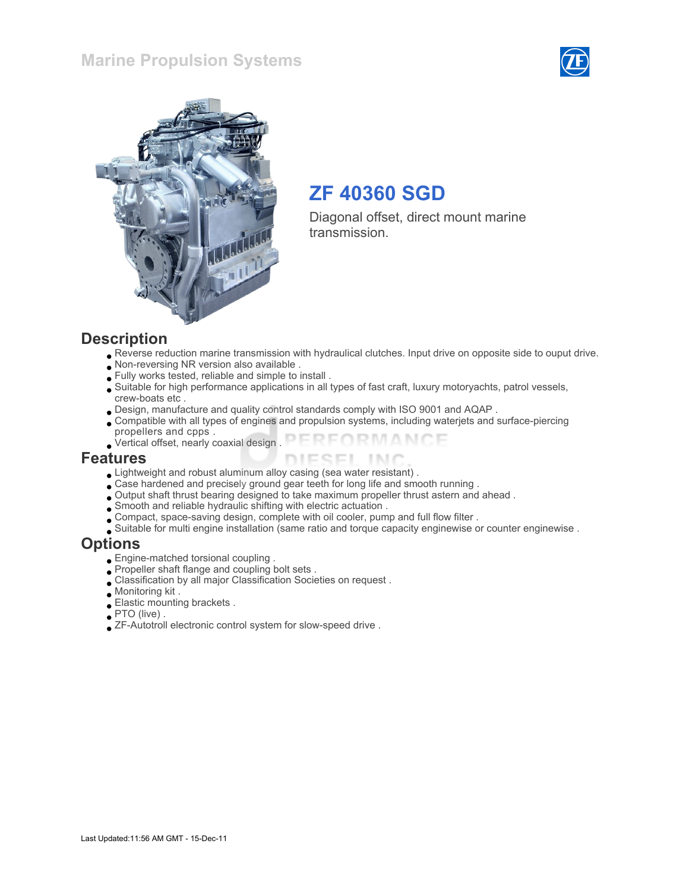Marine Propulsion Systems

# ZF 40360 SGD

Diagonal offset, direct mount marine transmission.

## Description

- Reverse reduction marine transmission with hydraulical clutches. Input drive on opposite side to ouput drive.
- Non-reversing NR version also available .
- Fully works tested, reliable and simple to install .
- Suitable for high performance applications in all types of fast craft, luxury motoryachts, patrol vessels, crew-boats etc .
- Design, manufacture and quality control standards comply with ISO 9001 and AQAP .
- Compatible with all types of engines and propulsion systems, including waterjets and surface-piercing propellers and cpps .
- Vertical offset, nearly coaxial design .

## Features

- Lightweight and robust aluminum alloy casing (sea water resistant) .
- Case hardened and precisely ground gear teeth for long life and smooth running .
- Output shaft thrust bearing designed to take maximum propeller thrust astern and ahead .
- Smooth and reliable hydraulic shifting with electric actuation .
- Compact, space-saving design, complete with oil cooler, pump and full flow filter .
- Suitable for multi engine installation (same ratio and torque capacity enginewise or counter enginewise .

## Options

- Engine-matched torsional coupling .
- Propeller shaft flange and coupling bolt sets .
- Classification by all major Classification Societies on request .
- Monitoring kit .
- Elastic mounting brackets .
- PTO (live) .
- ZF-Autotroll electronic control system for slow-speed drive .

Last Updated:11:56 AM GMT - 15-Dec-11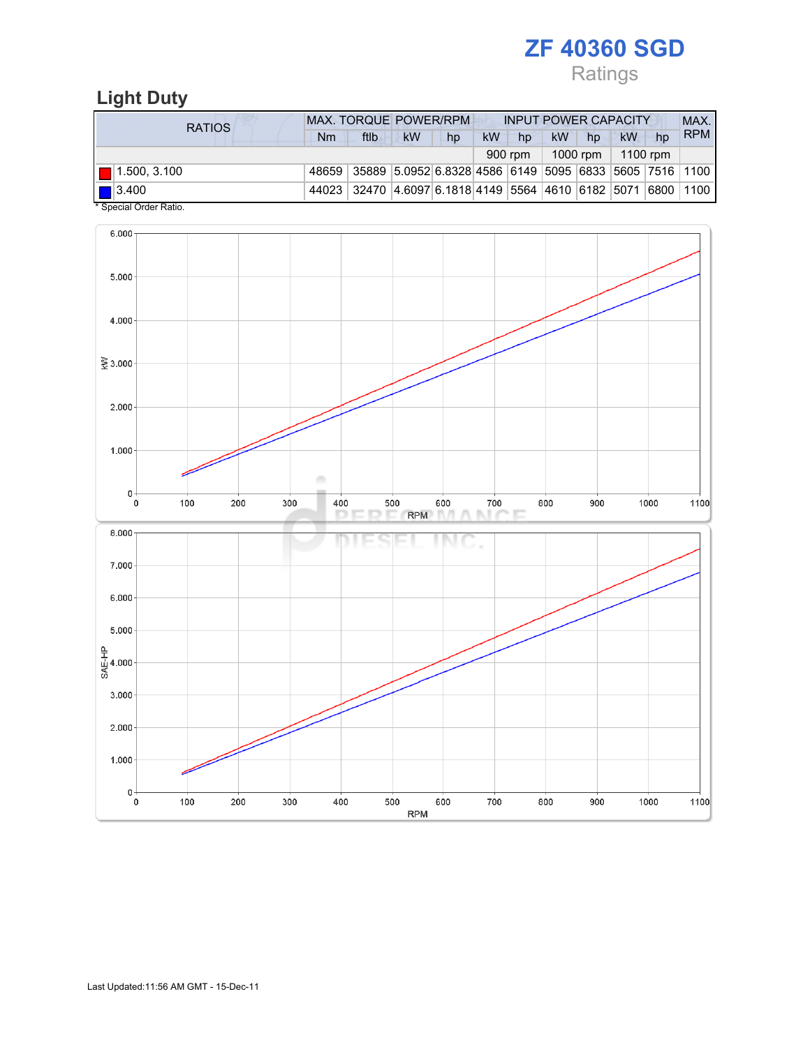# ZF 40360 SGD

Ratings

## Light Duty

| RATIOS | MAX. TORQUE | | POWER/RPM | | INPUT POWER CAPACITY | | | | | | MAX. RPM |
|---|---|---|---|---|---|---|---|---|---|---|---|
| | Nm | ftlb | kW | hp | kW | hp | kW | hp | kW | hp | |
| | | | | | 900 rpm | | 1000 rpm | | 1100 rpm | | |
| 1.500, 3.100 | 48659 | 35889 | 5.0952 | 6.8328 | 4586 | 6149 | 5095 | 6833 | 5605 | 7516 | 1100 |
| 3.400 | 44023 | 32470 | 4.6097 | 6.1818 | 4149 | 5564 | 4610 | 6182 | 5071 | 6800 | 1100 |

* Special Order Ratio.

Last Updated:11:56 AM GMT - 15-Dec-11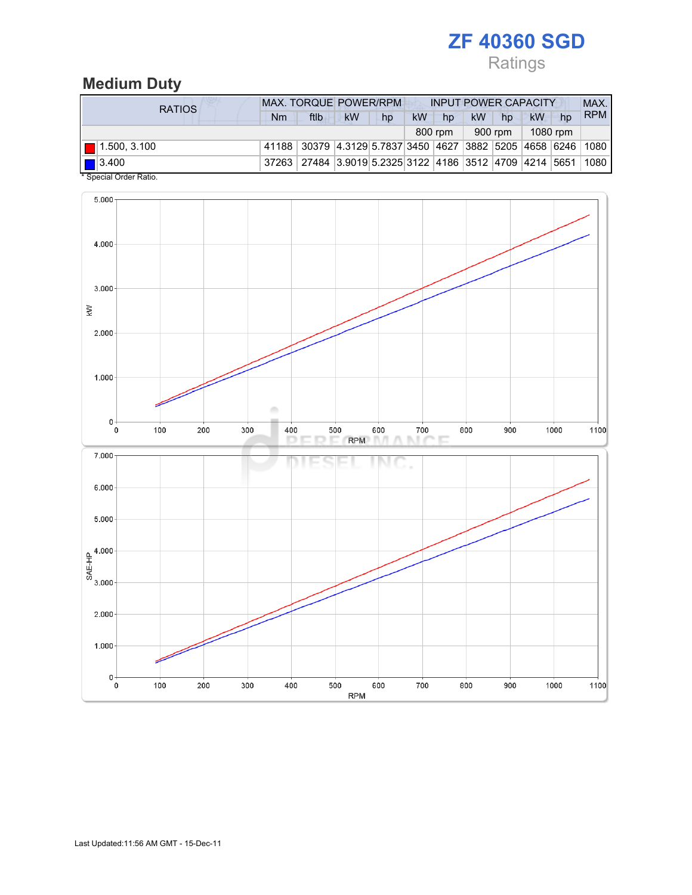# ZF 40360 SGD

Ratings

## Medium Duty

| RATIOS | MAX. TORQUE | | POWER/RPM | | INPUT POWER CAPACITY | | | | | | MAX. RPM |
|---|---|---|---|---|---|---|---|---|---|---|---|
| | Nm | ftlb | kW | hp | kW | hp | kW | hp | kW | hp | |
| | | | | | 800 rpm | | 900 rpm | | 1080 rpm | | |
| 1.500, 3.100 | 41188 | 30379 | 4.3129 | 5.7837 | 3450 | 4627 | 3882 | 5205 | 4658 | 6246 | 1080 |
| 3.400 | 37263 | 27484 | 3.9019 | 5.2325 | 3122 | 4186 | 3512 | 4709 | 4214 | 5651 | 1080 |

* Special Order Ratio.

Last Updated:11:56 AM GMT - 15-Dec-11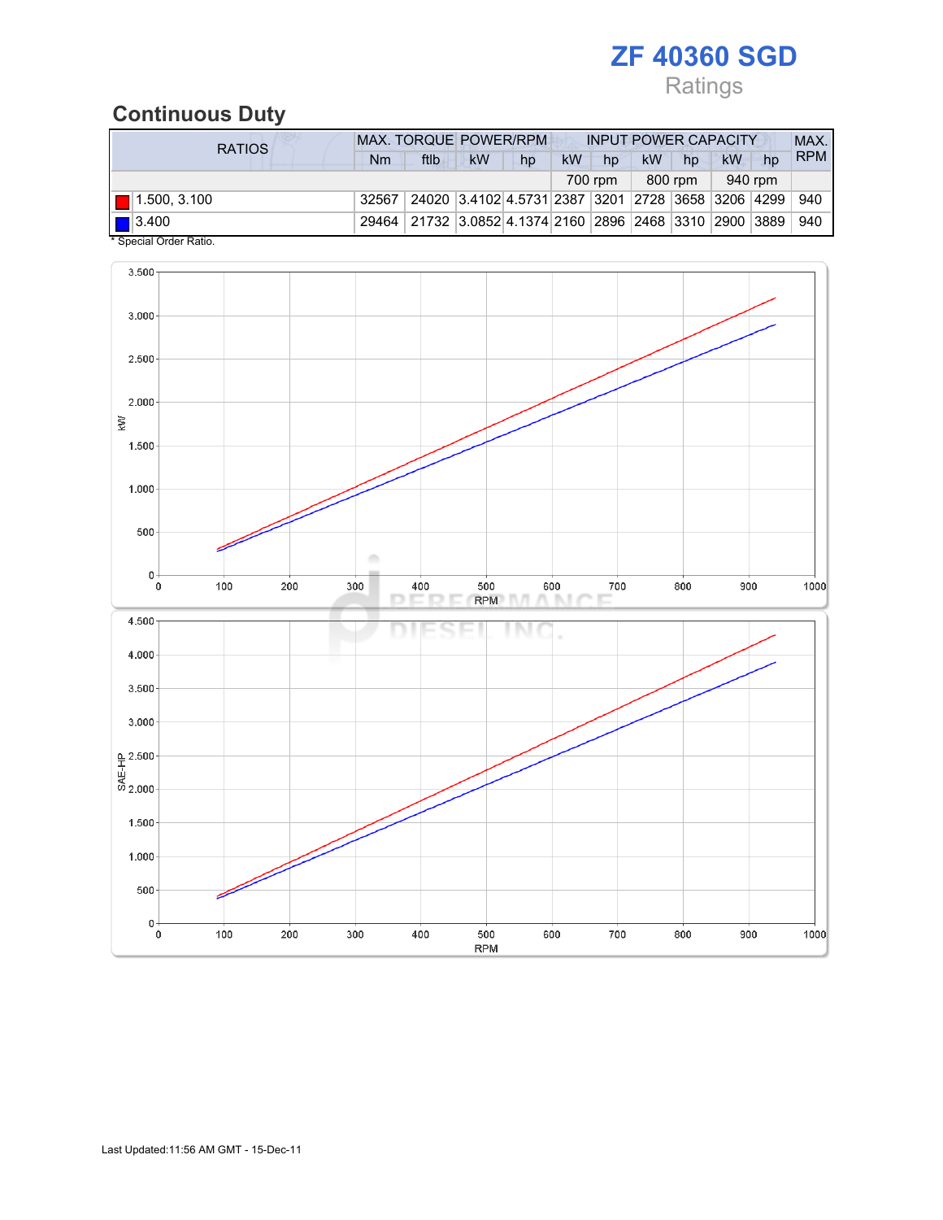# ZF 40360 SGD

Ratings

## Continuous Duty

| RATIOS | MAX. TORQUE | | POWER/RPM | | INPUT POWER CAPACITY | | | | | | MAX. RPM |
|---|---|---|---|---|---|---|---|---|---|---|---|
| | Nm | ftlb | kW | hp | kW | hp | kW | hp | kW | hp | |
| | | | | | 700 rpm | | 800 rpm | | 940 rpm | | |
| 1.500, 3.100 | 32567 | 24020 | 3.4102 | 4.5731 | 2387 | 3201 | 2728 | 3658 | 3206 | 4299 | 940 |
| 3.400 | 29464 | 21732 | 3.0852 | 4.1374 | 2160 | 2896 | 2468 | 3310 | 2900 | 3889 | 940 |

* Special Order Ratio.

Last Updated:11:56 AM GMT - 15-Dec-11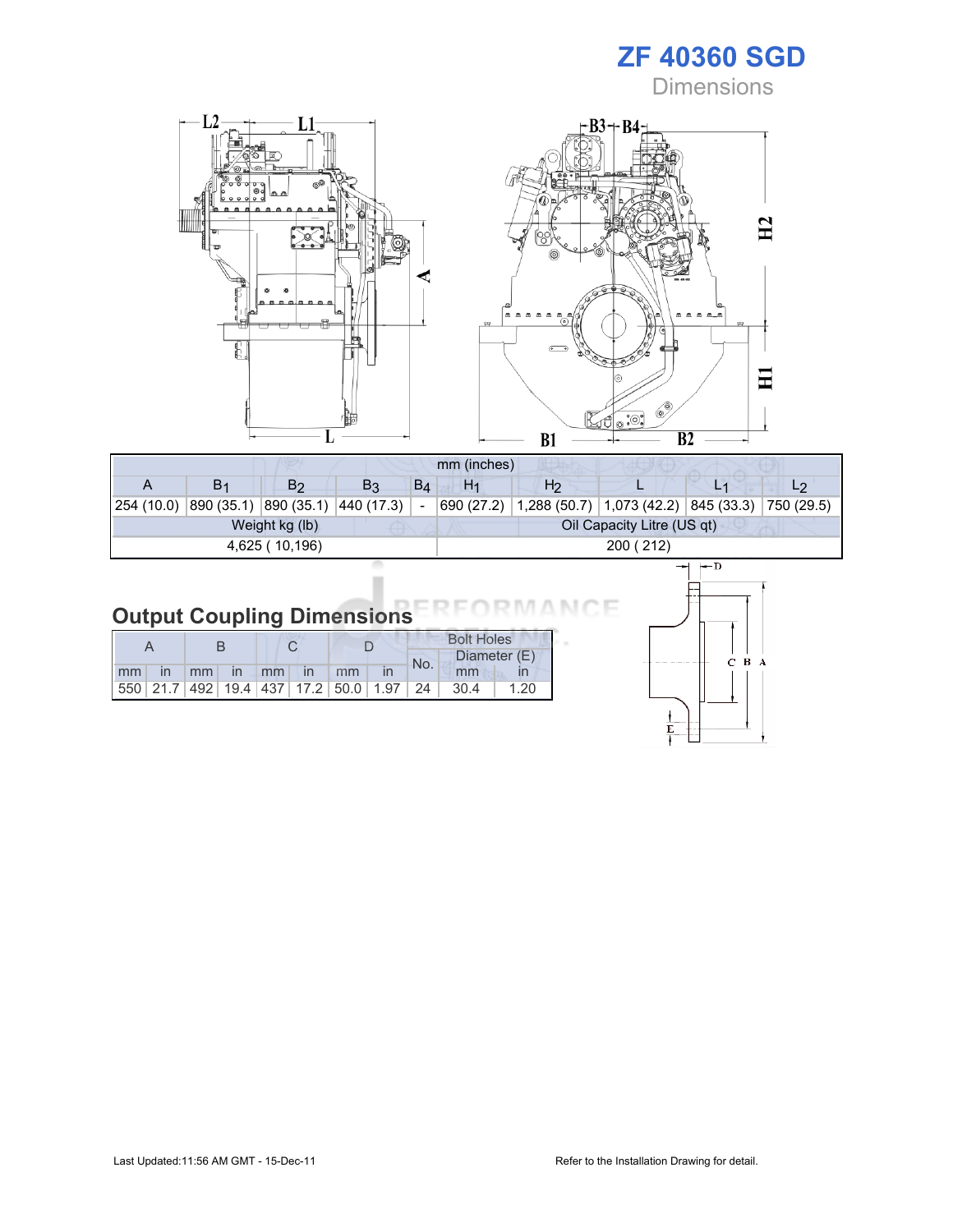# ZF 40360 SGD

Dimensions

| mm (inches) | | | | | | | | | |
|---|---|---|---|---|---|---|---|---|---|
| A | $B_1$ | $B_2$ | $B_3$ | $B_4$ | $H_1$ | $H_2$ | L | $L_1$ | $L_2$ |
| 254 (10.0) | 890 (35.1) | 890 (35.1) | 440 (17.3) | - | 690 (27.2) | 1,288 (50.7) | 1,073 (42.2) | 845 (33.3) | 750 (29.5) |
| Weight kg (lb) | | | | | Oil Capacity Litre (US qt) | | | | |
| 4,625 ( 10,196) | | | | | 200 ( 212) | | | | |

## Output Coupling Dimensions

| A | | B | | C | | D | | Bolt Holes | | |
|---|---|---|---|---|---|---|---|---|---|---|
| | | | | | | | | No. | Diameter (E) | |
| mm | in | mm | in | mm | in | mm | in | | mm | in |
| 550 | 21.7 | 492 | 19.4 | 437 | 17.2 | 50.0 | 1.97 | 24 | 30.4 | 1.20 |

Last Updated:11:56 AM GMT - 15-Dec-11

Refer to the Installation Drawing for detail.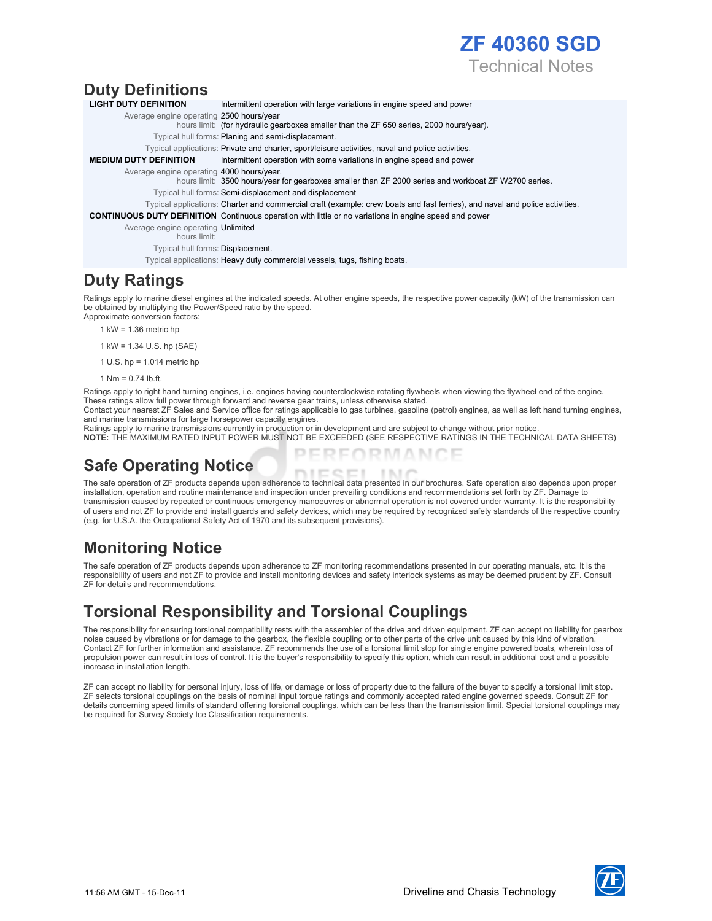# ZF 40360 SGD

Technical Notes

## Duty Definitions

| | |
|---|---|
| **LIGHT DUTY DEFINITION** | Intermittent operation with large variations in engine speed and power |
| Average engine operating hours limit: | 2500 hours/year (for hydraulic gearboxes smaller than the ZF 650 series, 2000 hours/year). |
| Typical hull forms: | Planing and semi-displacement. |
| Typical applications: | Private and charter, sport/leisure activities, naval and police activities. |
| **MEDIUM DUTY DEFINITION** | Intermittent operation with some variations in engine speed and power |
| Average engine operating hours limit: | 4000 hours/year. 3500 hours/year for gearboxes smaller than ZF 2000 series and workboat ZF W2700 series. |
| Typical hull forms: | Semi-displacement and displacement |
| Typical applications: | Charter and commercial craft (example: crew boats and fast ferries), and naval and police activities. |
| **CONTINUOUS DUTY DEFINITION** | Continuous operation with little or no variations in engine speed and power |
| Average engine operating hours limit: | Unlimited |
| Typical hull forms: | Displacement. |
| Typical applications: | Heavy duty commercial vessels, tugs, fishing boats. |

## Duty Ratings

Ratings apply to marine diesel engines at the indicated speeds. At other engine speeds, the respective power capacity (kW) of the transmission can be obtained by multiplying the Power/Speed ratio by the speed.
Approximate conversion factors:

1 kW = 1.36 metric hp

1 kW = 1.34 U.S. hp (SAE)

1 U.S. hp = 1.014 metric hp

1 Nm = 0.74 lb.ft.

Ratings apply to right hand turning engines, i.e. engines having counterclockwise rotating flywheels when viewing the flywheel end of the engine. These ratings allow full power through forward and reverse gear trains, unless otherwise stated.
Contact your nearest ZF Sales and Service office for ratings applicable to gas turbines, gasoline (petrol) engines, as well as left hand turning engines, and marine transmissions for large horsepower capacity engines.
Ratings apply to marine transmissions currently in production or in development and are subject to change without prior notice.
**NOTE:** THE MAXIMUM RATED INPUT POWER MUST NOT BE EXCEEDED (SEE RESPECTIVE RATINGS IN THE TECHNICAL DATA SHEETS)

## Safe Operating Notice

The safe operation of ZF products depends upon adherence to technical data presented in our brochures. Safe operation also depends upon proper installation, operation and routine maintenance and inspection under prevailing conditions and recommendations set forth by ZF. Damage to transmission caused by repeated or continuous emergency manoeuvres or abnormal operation is not covered under warranty. It is the responsibility of users and not ZF to provide and install guards and safety devices, which may be required by recognized safety standards of the respective country (e.g. for U.S.A. the Occupational Safety Act of 1970 and its subsequent provisions).

## Monitoring Notice

The safe operation of ZF products depends upon adherence to ZF monitoring recommendations presented in our operating manuals, etc. It is the responsibility of users and not ZF to provide and install monitoring devices and safety interlock systems as may be deemed prudent by ZF. Consult ZF for details and recommendations.

## Torsional Responsibility and Torsional Couplings

The responsibility for ensuring torsional compatibility rests with the assembler of the drive and driven equipment. ZF can accept no liability for gearbox noise caused by vibrations or for damage to the gearbox, the flexible coupling or to other parts of the drive unit caused by this kind of vibration. Contact ZF for further information and assistance. ZF recommends the use of a torsional limit stop for single engine powered boats, wherein loss of propulsion power can result in loss of control. It is the buyer's responsibility to specify this option, which can result in additional cost and a possible increase in installation length.

ZF can accept no liability for personal injury, loss of life, or damage or loss of property due to the failure of the buyer to specify a torsional limit stop. ZF selects torsional couplings on the basis of nominal input torque ratings and commonly accepted rated engine governed speeds. Consult ZF for details concerning speed limits of standard offering torsional couplings, which can be less than the transmission limit. Special torsional couplings may be required for Survey Society Ice Classification requirements.

11:56 AM GMT - 15-Dec-11

Driveline and Chasis Technology